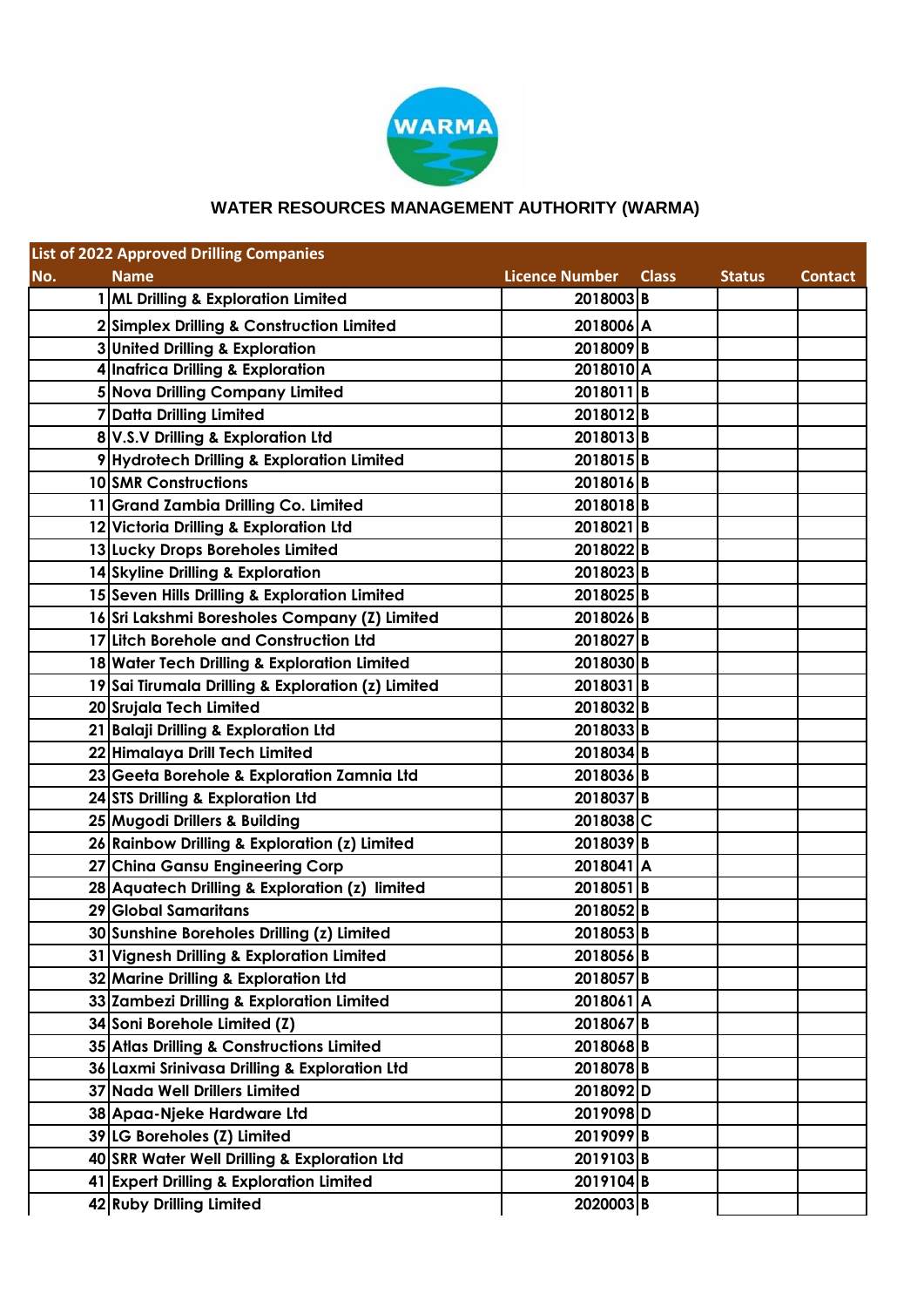WARMA

# WATER RESOURCES MANAGEMENT AUTHORITY (WARMA)

**List of 2022 Approved Drilling Companies**

| No. | Name | Licence Number | Class | Status | Contact |
|---|---|---|---|---|---|
| 1 | ML Drilling & Exploration Limited | 2018003 | B | | |
| 2 | Simplex Drilling & Construction Limited | 2018006 | A | | |
| 3 | United Drilling & Exploration | 2018009 | B | | |
| 4 | Inafrica Drilling & Exploration | 2018010 | A | | |
| 5 | Nova Drilling Company Limited | 2018011 | B | | |
| 7 | Datta Drilling Limited | 2018012 | B | | |
| 8 | V.S.V Drilling & Exploration Ltd | 2018013 | B | | |
| 9 | Hydrotech Drilling & Exploration Limited | 2018015 | B | | |
| 10 | SMR Constructions | 2018016 | B | | |
| 11 | Grand Zambia Drilling Co. Limited | 2018018 | B | | |
| 12 | Victoria Drilling & Exploration Ltd | 2018021 | B | | |
| 13 | Lucky Drops Boreholes Limited | 2018022 | B | | |
| 14 | Skyline Drilling & Exploration | 2018023 | B | | |
| 15 | Seven Hills Drilling & Exploration Limited | 2018025 | B | | |
| 16 | Sri Lakshmi Boresholes Company (Z) Limited | 2018026 | B | | |
| 17 | Litch Borehole and Construction Ltd | 2018027 | B | | |
| 18 | Water Tech Drilling & Exploration Limited | 2018030 | B | | |
| 19 | Sai Tirumala Drilling & Exploration (z) Limited | 2018031 | B | | |
| 20 | Srujala Tech Limited | 2018032 | B | | |
| 21 | Balaji Drilling & Exploration Ltd | 2018033 | B | | |
| 22 | Himalaya Drill Tech Limited | 2018034 | B | | |
| 23 | Geeta Borehole & Exploration Zamnia Ltd | 2018036 | B | | |
| 24 | STS Drilling & Exploration Ltd | 2018037 | B | | |
| 25 | Mugodi Drillers & Building | 2018038 | C | | |
| 26 | Rainbow Drilling & Exploration (z) Limited | 2018039 | B | | |
| 27 | China Gansu Engineering Corp | 2018041 | A | | |
| 28 | Aquatech Drilling & Exploration (z) limited | 2018051 | B | | |
| 29 | Global Samaritans | 2018052 | B | | |
| 30 | Sunshine Boreholes Drilling (z) Limited | 2018053 | B | | |
| 31 | Vignesh Drilling & Exploration Limited | 2018056 | B | | |
| 32 | Marine Drilling & Exploration Ltd | 2018057 | B | | |
| 33 | Zambezi Drilling & Exploration Limited | 2018061 | A | | |
| 34 | Soni Borehole Limited (Z) | 2018067 | B | | |
| 35 | Atlas Drilling & Constructions Limited | 2018068 | B | | |
| 36 | Laxmi Srinivasa Drilling & Exploration Ltd | 2018078 | B | | |
| 37 | Nada Well Drillers Limited | 2018092 | D | | |
| 38 | Apaa-Njeke Hardware Ltd | 2019098 | D | | |
| 39 | LG Boreholes (Z) Limited | 2019099 | B | | |
| 40 | SRR Water Well Drilling & Exploration Ltd | 2019103 | B | | |
| 41 | Expert Drilling & Exploration Limited | 2019104 | B | | |
| 42 | Ruby Drilling Limited | 2020003 | B | | |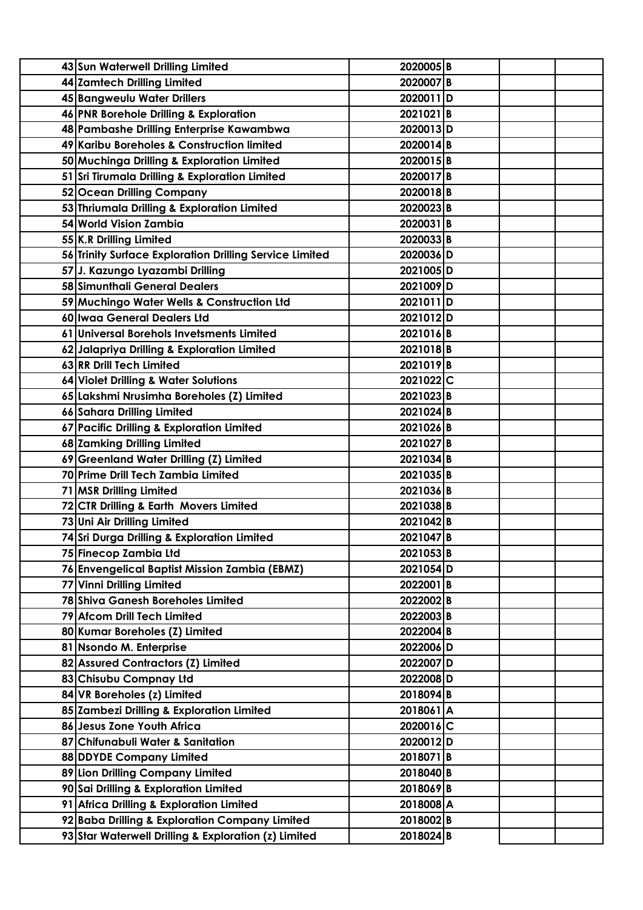| | | | | | |
|---|---|---|---|---|---|
| 43 | Sun Waterwell Drilling Limited | 2020005 | B | | |
| 44 | Zamtech Drilling Limited | 2020007 | B | | |
| 45 | Bangweulu Water Drillers | 2020011 | D | | |
| 46 | PNR Borehole Drilling & Exploration | 2021021 | B | | |
| 48 | Pambashe Drilling Enterprise Kawambwa | 2020013 | D | | |
| 49 | Karibu Boreholes & Construction limited | 2020014 | B | | |
| 50 | Muchinga Drilling & Exploration Limited | 2020015 | B | | |
| 51 | Sri Tirumala Drilling & Exploration Limited | 2020017 | B | | |
| 52 | Ocean Drilling Company | 2020018 | B | | |
| 53 | Thriumala Drilling & Exploration Limited | 2020023 | B | | |
| 54 | World Vision Zambia | 2020031 | B | | |
| 55 | K.R Drilling Limited | 2020033 | B | | |
| 56 | Trinity Surface Exploration Drilling Service Limited | 2020036 | D | | |
| 57 | J. Kazungo Lyazambi Drilling | 2021005 | D | | |
| 58 | Simunthali General Dealers | 2021009 | D | | |
| 59 | Muchingo Water Wells & Construction Ltd | 2021011 | D | | |
| 60 | Iwaa General Dealers Ltd | 2021012 | D | | |
| 61 | Universal Borehols Invetsments Limited | 2021016 | B | | |
| 62 | Jalapriya Drilling & Exploration Limited | 2021018 | B | | |
| 63 | RR Drill Tech Limited | 2021019 | B | | |
| 64 | Violet Drilling & Water Solutions | 2021022 | C | | |
| 65 | Lakshmi Nrusimha Boreholes (Z) Limited | 2021023 | B | | |
| 66 | Sahara Drilling Limited | 2021024 | B | | |
| 67 | Pacific Drilling & Exploration Limited | 2021026 | B | | |
| 68 | Zamking Drilling Limited | 2021027 | B | | |
| 69 | Greenland Water Drilling (Z) Limited | 2021034 | B | | |
| 70 | Prime Drill Tech Zambia Limited | 2021035 | B | | |
| 71 | MSR Drilling Limited | 2021036 | B | | |
| 72 | CTR Drilling & Earth Movers Limited | 2021038 | B | | |
| 73 | Uni Air Drilling Limited | 2021042 | B | | |
| 74 | Sri Durga Drilling & Exploration Limited | 2021047 | B | | |
| 75 | Finecop Zambia Ltd | 2021053 | B | | |
| 76 | Envengelical Baptist Mission Zambia (EBMZ) | 2021054 | D | | |
| 77 | Vinni Drilling Limited | 2022001 | B | | |
| 78 | Shiva Ganesh Boreholes Limited | 2022002 | B | | |
| 79 | Afcom Drill Tech Limited | 2022003 | B | | |
| 80 | Kumar Boreholes (Z) Limited | 2022004 | B | | |
| 81 | Nsondo M. Enterprise | 2022006 | D | | |
| 82 | Assured Contractors (Z) Limited | 2022007 | D | | |
| 83 | Chisubu Compnay Ltd | 2022008 | D | | |
| 84 | VR Boreholes (z) Limited | 2018094 | B | | |
| 85 | Zambezi Drilling & Exploration Limited | 2018061 | A | | |
| 86 | Jesus Zone Youth Africa | 2020016 | C | | |
| 87 | Chifunabuli Water & Sanitation | 2020012 | D | | |
| 88 | DDYDE Company Limited | 2018071 | B | | |
| 89 | Lion Drilling Company Limited | 2018040 | B | | |
| 90 | Sai Drilling & Exploration Limited | 2018069 | B | | |
| 91 | Africa Drilling & Exploration Limited | 2018008 | A | | |
| 92 | Baba Drilling & Exploration Company Limited | 2018002 | B | | |
| 93 | Star Waterwell Drilling & Exploration (z) Limited | 2018024 | B | | |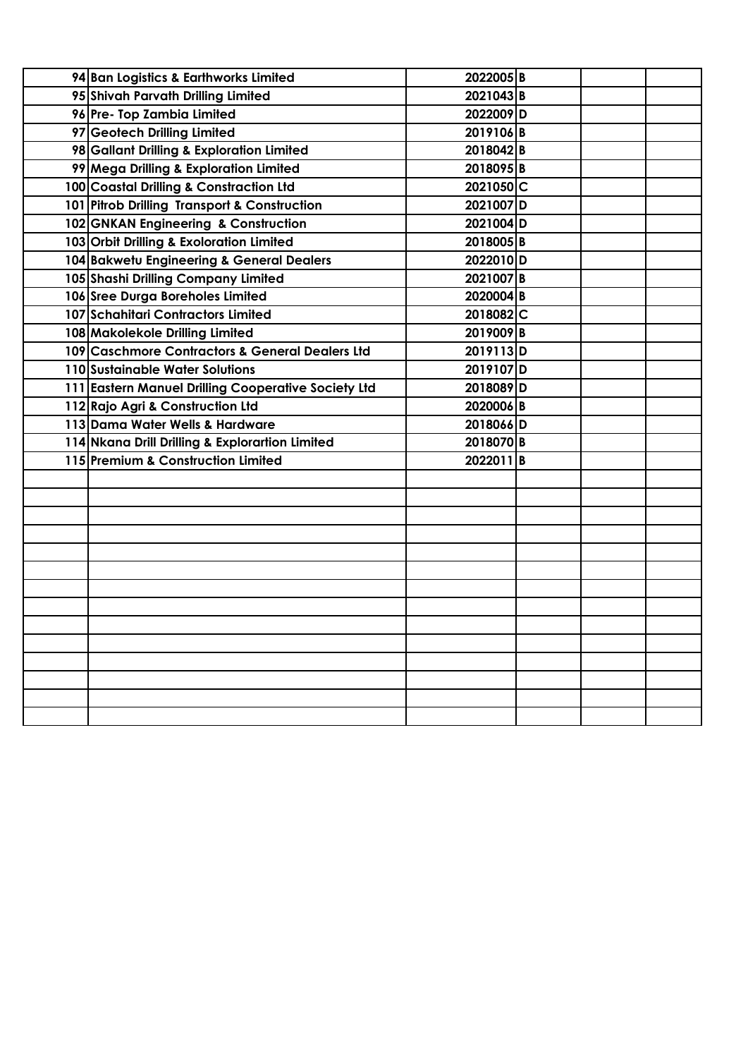| | | | | | |
|---|---|---|---|---|---|
| 94 | Ban Logistics & Earthworks Limited | 2022005 | B | | |
| 95 | Shivah Parvath Drilling Limited | 2021043 | B | | |
| 96 | Pre- Top Zambia Limited | 2022009 | D | | |
| 97 | Geotech Drilling Limited | 2019106 | B | | |
| 98 | Gallant Drilling & Exploration Limited | 2018042 | B | | |
| 99 | Mega Drilling & Exploration Limited | 2018095 | B | | |
| 100 | Coastal Drilling & Constraction Ltd | 2021050 | C | | |
| 101 | Pitrob Drilling Transport & Construction | 2021007 | D | | |
| 102 | GNKAN Engineering & Construction | 2021004 | D | | |
| 103 | Orbit Drilling & Exoloration Limited | 2018005 | B | | |
| 104 | Bakwetu Engineering & General Dealers | 2022010 | D | | |
| 105 | Shashi Drilling Company Limited | 2021007 | B | | |
| 106 | Sree Durga Boreholes Limited | 2020004 | B | | |
| 107 | Schahitari Contractors Limited | 2018082 | C | | |
| 108 | Makolekole Drilling Limited | 2019009 | B | | |
| 109 | Caschmore Contractors & General Dealers Ltd | 2019113 | D | | |
| 110 | Sustainable Water Solutions | 2019107 | D | | |
| 111 | Eastern Manuel Drilling Cooperative Society Ltd | 2018089 | D | | |
| 112 | Rajo Agri & Construction Ltd | 2020006 | B | | |
| 113 | Dama Water Wells & Hardware | 2018066 | D | | |
| 114 | Nkana Drill Drilling & Explorartion Limited | 2018070 | B | | |
| 115 | Premium & Construction Limited | 2022011 | B | | |
| | | | | | |
| | | | | | |
| | | | | | |
| | | | | | |
| | | | | | |
| | | | | | |
| | | | | | |
| | | | | | |
| | | | | | |
| | | | | | |
| | | | | | |
| | | | | | |
| | | | | | |
| | | | | | |